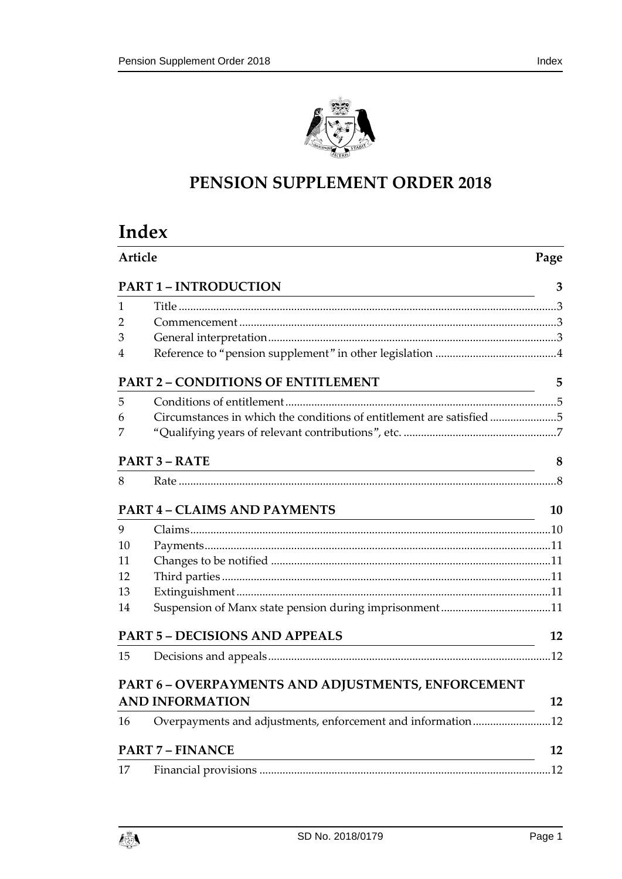# PENSION SUPPLEMENT ORDER 2018

# Index

| Article | | Page |
|---|---|---|
| **PART 1 – INTRODUCTION** | | **3** |
| 1 | Title | 3 |
| 2 | Commencement | 3 |
| 3 | General interpretation | 3 |
| 4 | Reference to "pension supplement" in other legislation | 4 |
| **PART 2 – CONDITIONS OF ENTITLEMENT** | | **5** |
| 5 | Conditions of entitlement | 5 |
| 6 | Circumstances in which the conditions of entitlement are satisfied | 5 |
| 7 | "Qualifying years of relevant contributions", etc. | 7 |
| **PART 3 – RATE** | | **8** |
| 8 | Rate | 8 |
| **PART 4 – CLAIMS AND PAYMENTS** | | **10** |
| 9 | Claims | 10 |
| 10 | Payments | 11 |
| 11 | Changes to be notified | 11 |
| 12 | Third parties | 11 |
| 13 | Extinguishment | 11 |
| 14 | Suspension of Manx state pension during imprisonment | 11 |
| **PART 5 – DECISIONS AND APPEALS** | | **12** |
| 15 | Decisions and appeals | 12 |
| **PART 6 – OVERPAYMENTS AND ADJUSTMENTS, ENFORCEMENT AND INFORMATION** | | **12** |
| 16 | Overpayments and adjustments, enforcement and information | 12 |
| **PART 7 – FINANCE** | | **12** |
| 17 | Financial provisions | 12 |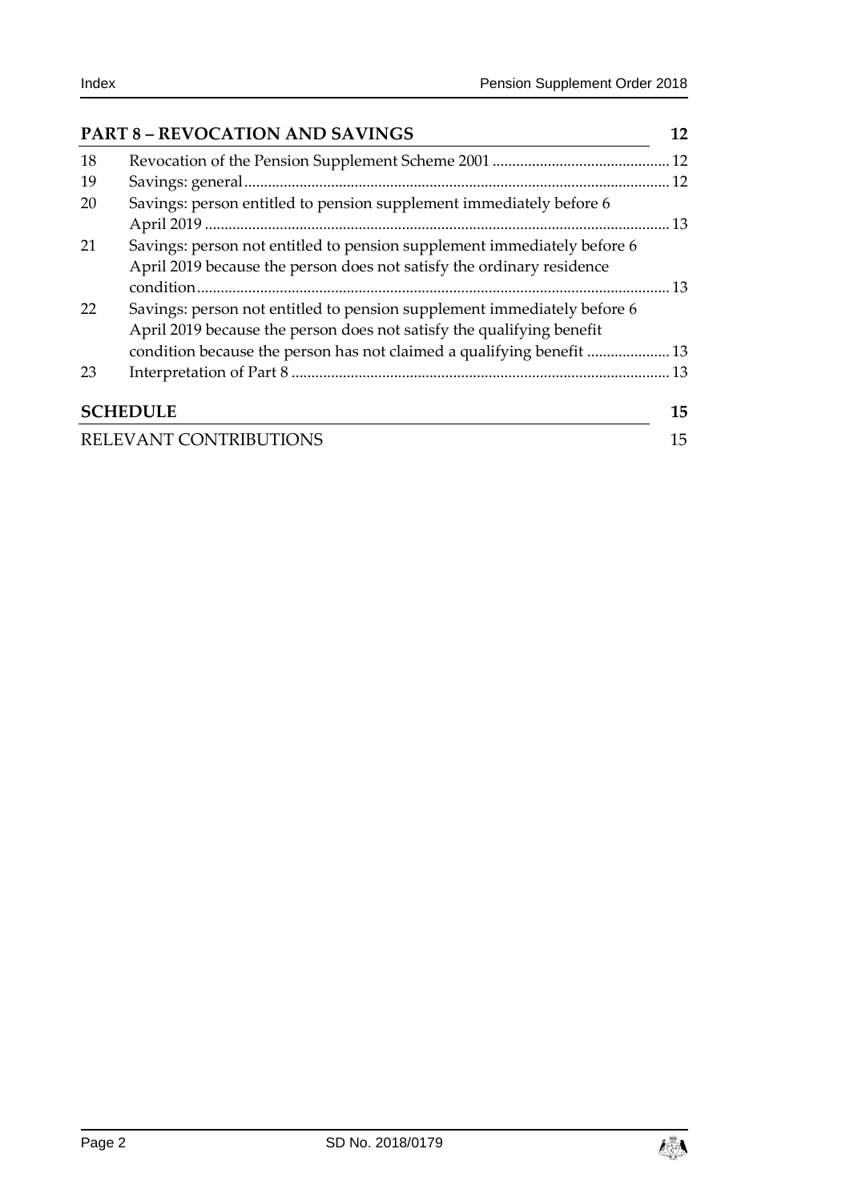**PART 8 – REVOCATION AND SAVINGS** **12**

| | | |
|---|---|---|
| 18 | Revocation of the Pension Supplement Scheme 2001 | 12 |
| 19 | Savings: general | 12 |
| 20 | Savings: person entitled to pension supplement immediately before 6 April 2019 | 13 |
| 21 | Savings: person not entitled to pension supplement immediately before 6 April 2019 because the person does not satisfy the ordinary residence condition | 13 |
| 22 | Savings: person not entitled to pension supplement immediately before 6 April 2019 because the person does not satisfy the qualifying benefit condition because the person has not claimed a qualifying benefit | 13 |
| 23 | Interpretation of Part 8 | 13 |

**SCHEDULE** **15**

RELEVANT CONTRIBUTIONS 15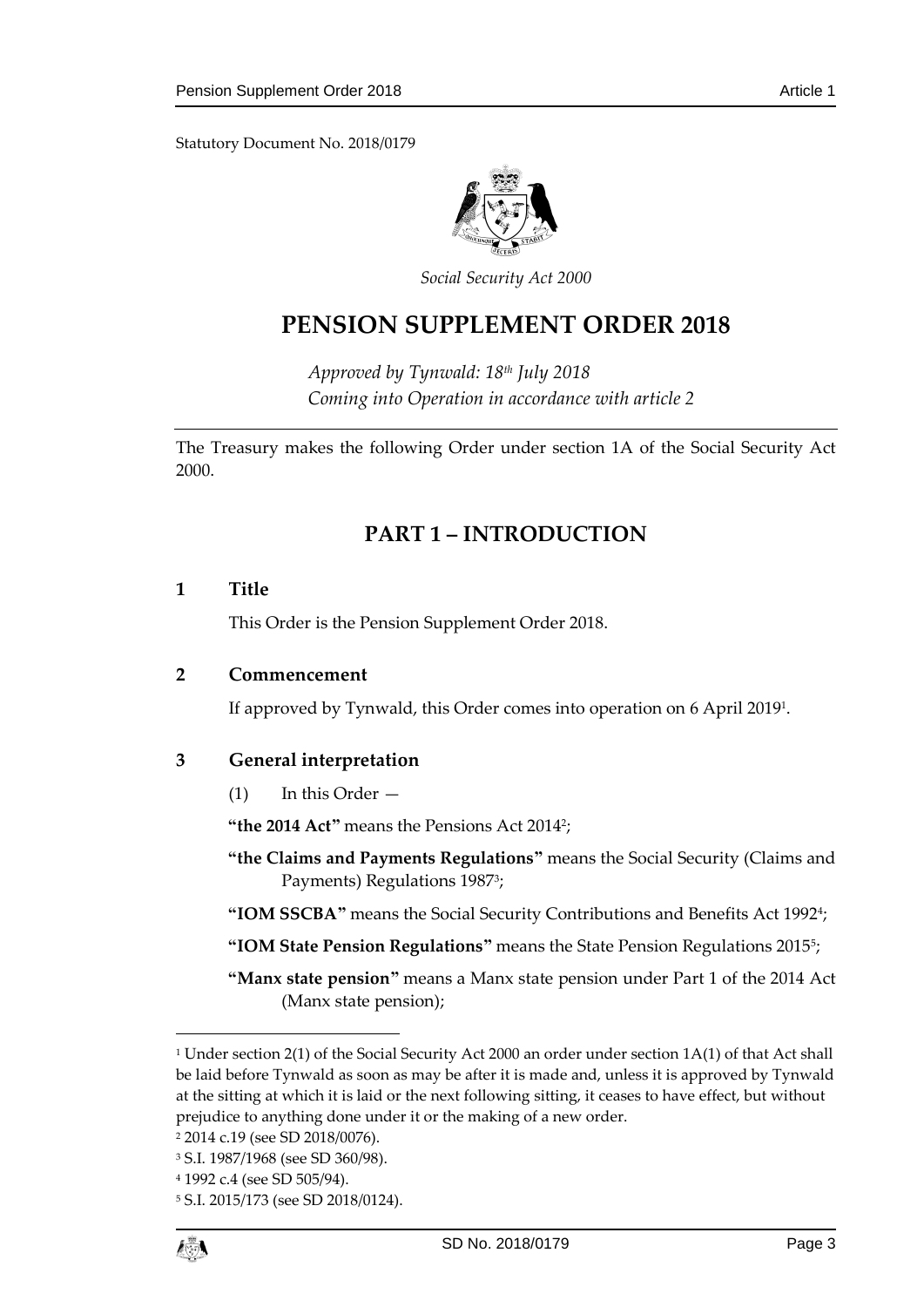Statutory Document No. 2018/0179

*Social Security Act 2000*

# PENSION SUPPLEMENT ORDER 2018

*Approved by Tynwald: 18th July 2018*
*Coming into Operation in accordance with article 2*

The Treasury makes the following Order under section 1A of the Social Security Act 2000.

## PART 1 – INTRODUCTION

### 1 Title

This Order is the Pension Supplement Order 2018.

### 2 Commencement

If approved by Tynwald, this Order comes into operation on 6 April 2019[1].

### 3 General interpretation

(1) In this Order —

**"the 2014 Act"** means the Pensions Act 2014[2];

**"the Claims and Payments Regulations"** means the Social Security (Claims and Payments) Regulations 1987[3];

**"IOM SSCBA"** means the Social Security Contributions and Benefits Act 1992[4];

**"IOM State Pension Regulations"** means the State Pension Regulations 2015[5];

**"Manx state pension"** means a Manx state pension under Part 1 of the 2014 Act (Manx state pension);

---

[1] Under section 2(1) of the Social Security Act 2000 an order under section 1A(1) of that Act shall be laid before Tynwald as soon as may be after it is made and, unless it is approved by Tynwald at the sitting at which it is laid or the next following sitting, it ceases to have effect, but without prejudice to anything done under it or the making of a new order.

[2] 2014 c.19 (see SD 2018/0076).

[3] S.I. 1987/1968 (see SD 360/98).

[4] 1992 c.4 (see SD 505/94).

[5] S.I. 2015/173 (see SD 2018/0124).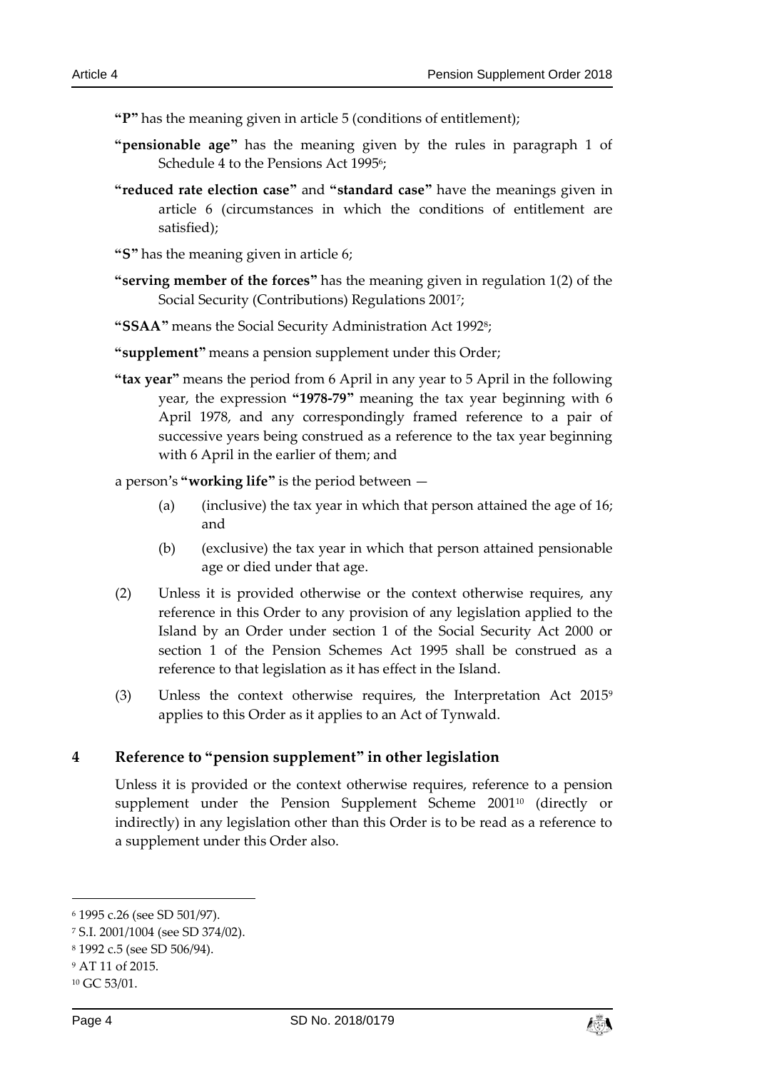**"P"** has the meaning given in article 5 (conditions of entitlement);

**"pensionable age"** has the meaning given by the rules in paragraph 1 of Schedule 4 to the Pensions Act 1995[6];

**"reduced rate election case"** and **"standard case"** have the meanings given in article 6 (circumstances in which the conditions of entitlement are satisfied);

**"S"** has the meaning given in article 6;

**"serving member of the forces"** has the meaning given in regulation 1(2) of the Social Security (Contributions) Regulations 2001[7];

**"SSAA"** means the Social Security Administration Act 1992[8];

**"supplement"** means a pension supplement under this Order;

**"tax year"** means the period from 6 April in any year to 5 April in the following year, the expression **"1978-79"** meaning the tax year beginning with 6 April 1978, and any correspondingly framed reference to a pair of successive years being construed as a reference to the tax year beginning with 6 April in the earlier of them; and

a person's **"working life"** is the period between —

(a) (inclusive) the tax year in which that person attained the age of 16; and

(b) (exclusive) the tax year in which that person attained pensionable age or died under that age.

(2) Unless it is provided otherwise or the context otherwise requires, any reference in this Order to any provision of any legislation applied to the Island by an Order under section 1 of the Social Security Act 2000 or section 1 of the Pension Schemes Act 1995 shall be construed as a reference to that legislation as it has effect in the Island.

(3) Unless the context otherwise requires, the Interpretation Act 2015[9] applies to this Order as it applies to an Act of Tynwald.

## 4 Reference to "pension supplement" in other legislation

Unless it is provided or the context otherwise requires, reference to a pension supplement under the Pension Supplement Scheme 2001[10] (directly or indirectly) in any legislation other than this Order is to be read as a reference to a supplement under this Order also.

---

[6] 1995 c.26 (see SD 501/97).

[7] S.I. 2001/1004 (see SD 374/02).

[8] 1992 c.5 (see SD 506/94).

[9] AT 11 of 2015.

[10] GC 53/01.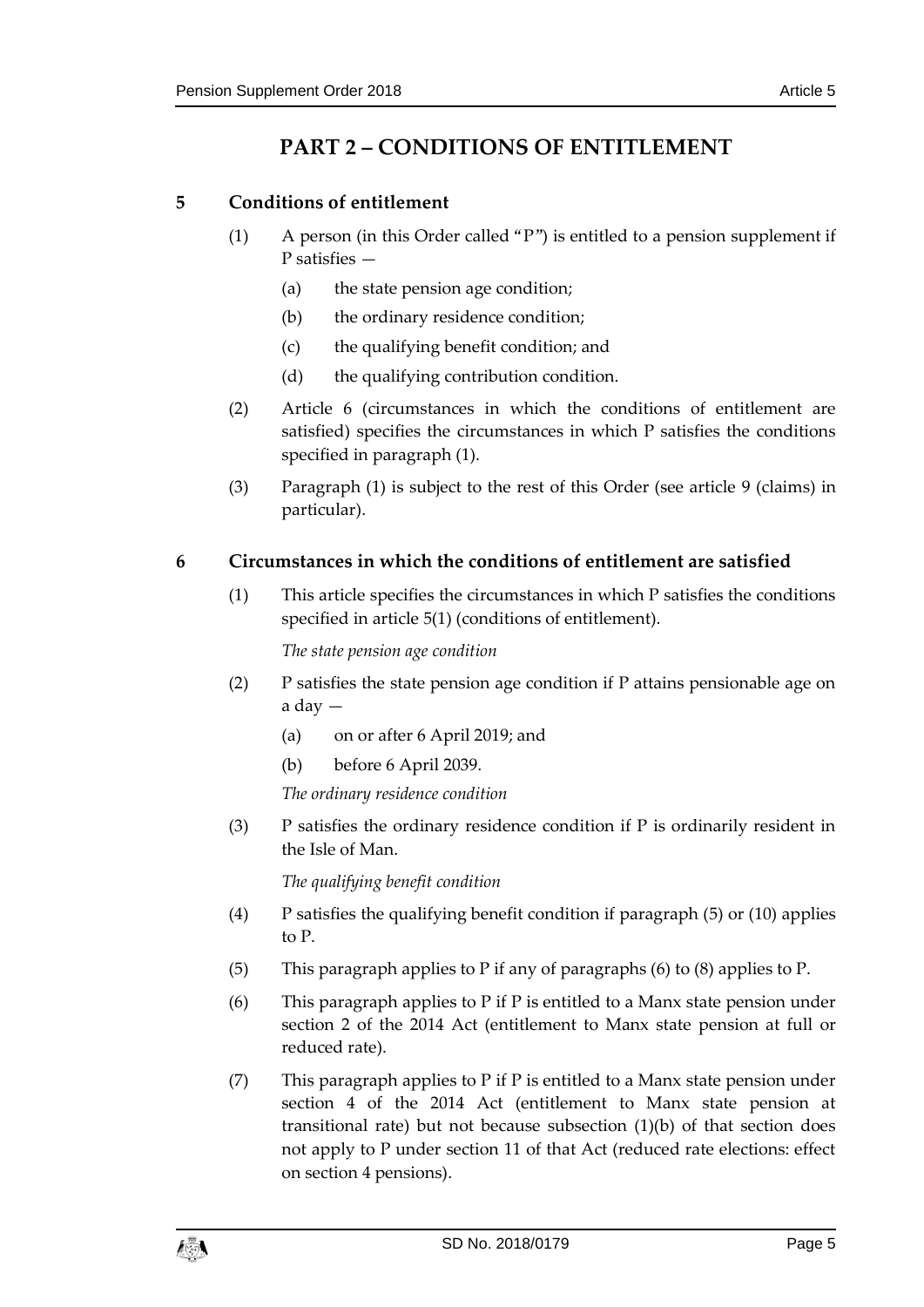# PART 2 – CONDITIONS OF ENTITLEMENT

## 5 Conditions of entitlement

(1) A person (in this Order called "P") is entitled to a pension supplement if P satisfies —

(a) the state pension age condition;

(b) the ordinary residence condition;

(c) the qualifying benefit condition; and

(d) the qualifying contribution condition.

(2) Article 6 (circumstances in which the conditions of entitlement are satisfied) specifies the circumstances in which P satisfies the conditions specified in paragraph (1).

(3) Paragraph (1) is subject to the rest of this Order (see article 9 (claims) in particular).

## 6 Circumstances in which the conditions of entitlement are satisfied

(1) This article specifies the circumstances in which P satisfies the conditions specified in article 5(1) (conditions of entitlement).

*The state pension age condition*

(2) P satisfies the state pension age condition if P attains pensionable age on a day —

(a) on or after 6 April 2019; and

(b) before 6 April 2039.

*The ordinary residence condition*

(3) P satisfies the ordinary residence condition if P is ordinarily resident in the Isle of Man.

*The qualifying benefit condition*

(4) P satisfies the qualifying benefit condition if paragraph (5) or (10) applies to P.

(5) This paragraph applies to P if any of paragraphs (6) to (8) applies to P.

(6) This paragraph applies to P if P is entitled to a Manx state pension under section 2 of the 2014 Act (entitlement to Manx state pension at full or reduced rate).

(7) This paragraph applies to P if P is entitled to a Manx state pension under section 4 of the 2014 Act (entitlement to Manx state pension at transitional rate) but not because subsection (1)(b) of that section does not apply to P under section 11 of that Act (reduced rate elections: effect on section 4 pensions).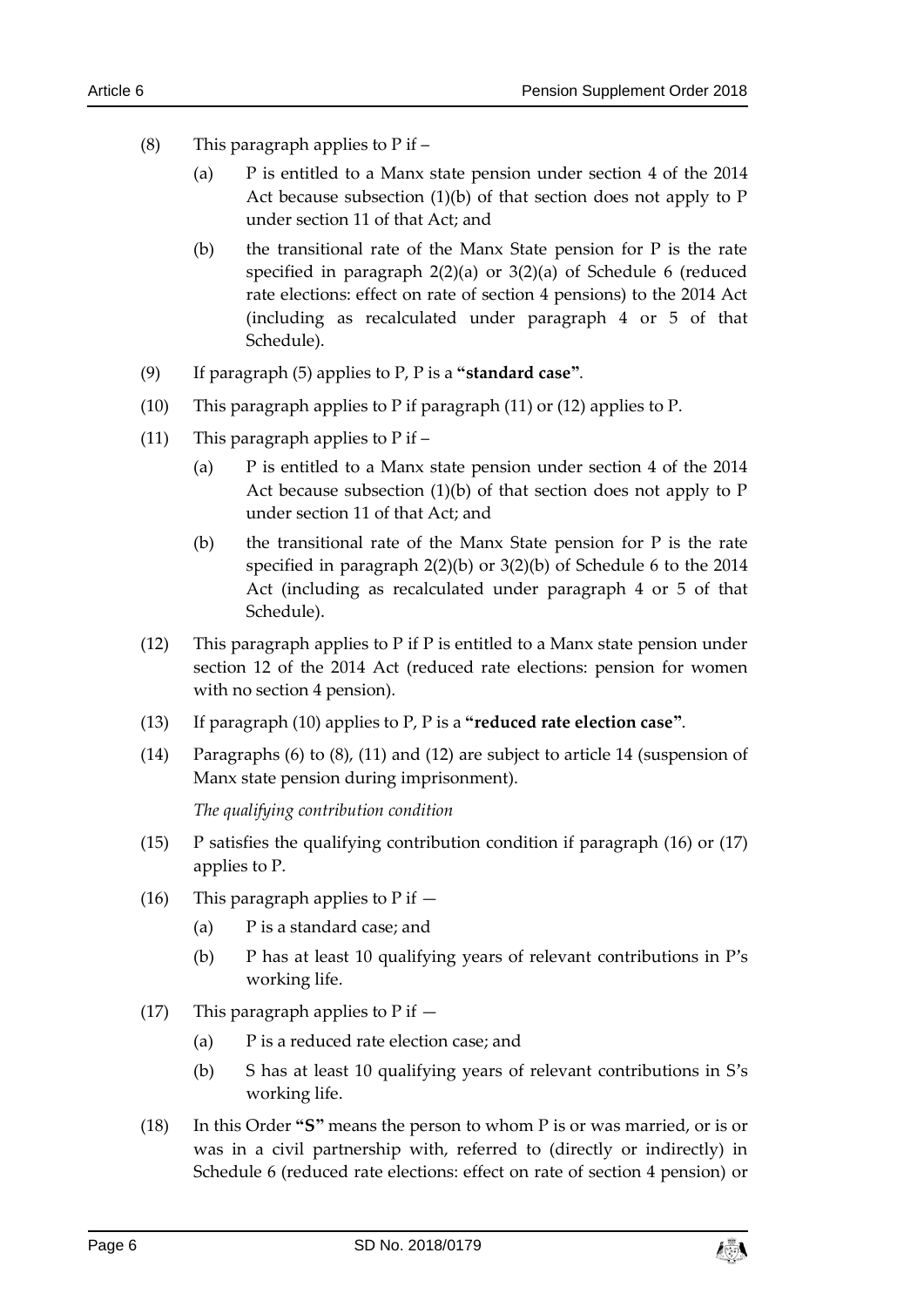(8) This paragraph applies to P if –

(a) P is entitled to a Manx state pension under section 4 of the 2014 Act because subsection (1)(b) of that section does not apply to P under section 11 of that Act; and

(b) the transitional rate of the Manx State pension for P is the rate specified in paragraph 2(2)(a) or 3(2)(a) of Schedule 6 (reduced rate elections: effect on rate of section 4 pensions) to the 2014 Act (including as recalculated under paragraph 4 or 5 of that Schedule).

(9) If paragraph (5) applies to P, P is a **"standard case"**.

(10) This paragraph applies to P if paragraph (11) or (12) applies to P.

(11) This paragraph applies to P if –

(a) P is entitled to a Manx state pension under section 4 of the 2014 Act because subsection (1)(b) of that section does not apply to P under section 11 of that Act; and

(b) the transitional rate of the Manx State pension for P is the rate specified in paragraph 2(2)(b) or 3(2)(b) of Schedule 6 to the 2014 Act (including as recalculated under paragraph 4 or 5 of that Schedule).

(12) This paragraph applies to P if P is entitled to a Manx state pension under section 12 of the 2014 Act (reduced rate elections: pension for women with no section 4 pension).

(13) If paragraph (10) applies to P, P is a **"reduced rate election case"**.

(14) Paragraphs (6) to (8), (11) and (12) are subject to article 14 (suspension of Manx state pension during imprisonment).

*The qualifying contribution condition*

(15) P satisfies the qualifying contribution condition if paragraph (16) or (17) applies to P.

(16) This paragraph applies to P if —

(a) P is a standard case; and

(b) P has at least 10 qualifying years of relevant contributions in P's working life.

(17) This paragraph applies to P if —

(a) P is a reduced rate election case; and

(b) S has at least 10 qualifying years of relevant contributions in S's working life.

(18) In this Order **"S"** means the person to whom P is or was married, or is or was in a civil partnership with, referred to (directly or indirectly) in Schedule 6 (reduced rate elections: effect on rate of section 4 pension) or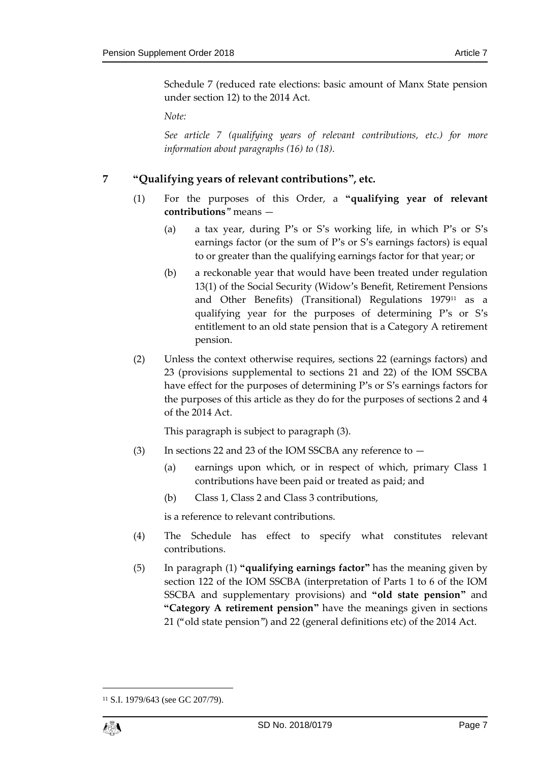Schedule 7 (reduced rate elections: basic amount of Manx State pension under section 12) to the 2014 Act.

*Note:*

*See article 7 (qualifying years of relevant contributions, etc.) for more information about paragraphs (16) to (18).*

## 7 "Qualifying years of relevant contributions", etc.

(1) For the purposes of this Order, a **"qualifying year of relevant contributions"** means —

(a) a tax year, during P's or S's working life, in which P's or S's earnings factor (or the sum of P's or S's earnings factors) is equal to or greater than the qualifying earnings factor for that year; or

(b) a reckonable year that would have been treated under regulation 13(1) of the Social Security (Widow's Benefit, Retirement Pensions and Other Benefits) (Transitional) Regulations 1979[11] as a qualifying year for the purposes of determining P's or S's entitlement to an old state pension that is a Category A retirement pension.

(2) Unless the context otherwise requires, sections 22 (earnings factors) and 23 (provisions supplemental to sections 21 and 22) of the IOM SSCBA have effect for the purposes of determining P's or S's earnings factors for the purposes of this article as they do for the purposes of sections 2 and 4 of the 2014 Act.

This paragraph is subject to paragraph (3).

(3) In sections 22 and 23 of the IOM SSCBA any reference to —

(a) earnings upon which, or in respect of which, primary Class 1 contributions have been paid or treated as paid; and

(b) Class 1, Class 2 and Class 3 contributions,

is a reference to relevant contributions.

(4) The Schedule has effect to specify what constitutes relevant contributions.

(5) In paragraph (1) **"qualifying earnings factor"** has the meaning given by section 122 of the IOM SSCBA (interpretation of Parts 1 to 6 of the IOM SSCBA and supplementary provisions) and **"old state pension"** and **"Category A retirement pension"** have the meanings given in sections 21 ("old state pension") and 22 (general definitions etc) of the 2014 Act.

[11] S.I. 1979/643 (see GC 207/79).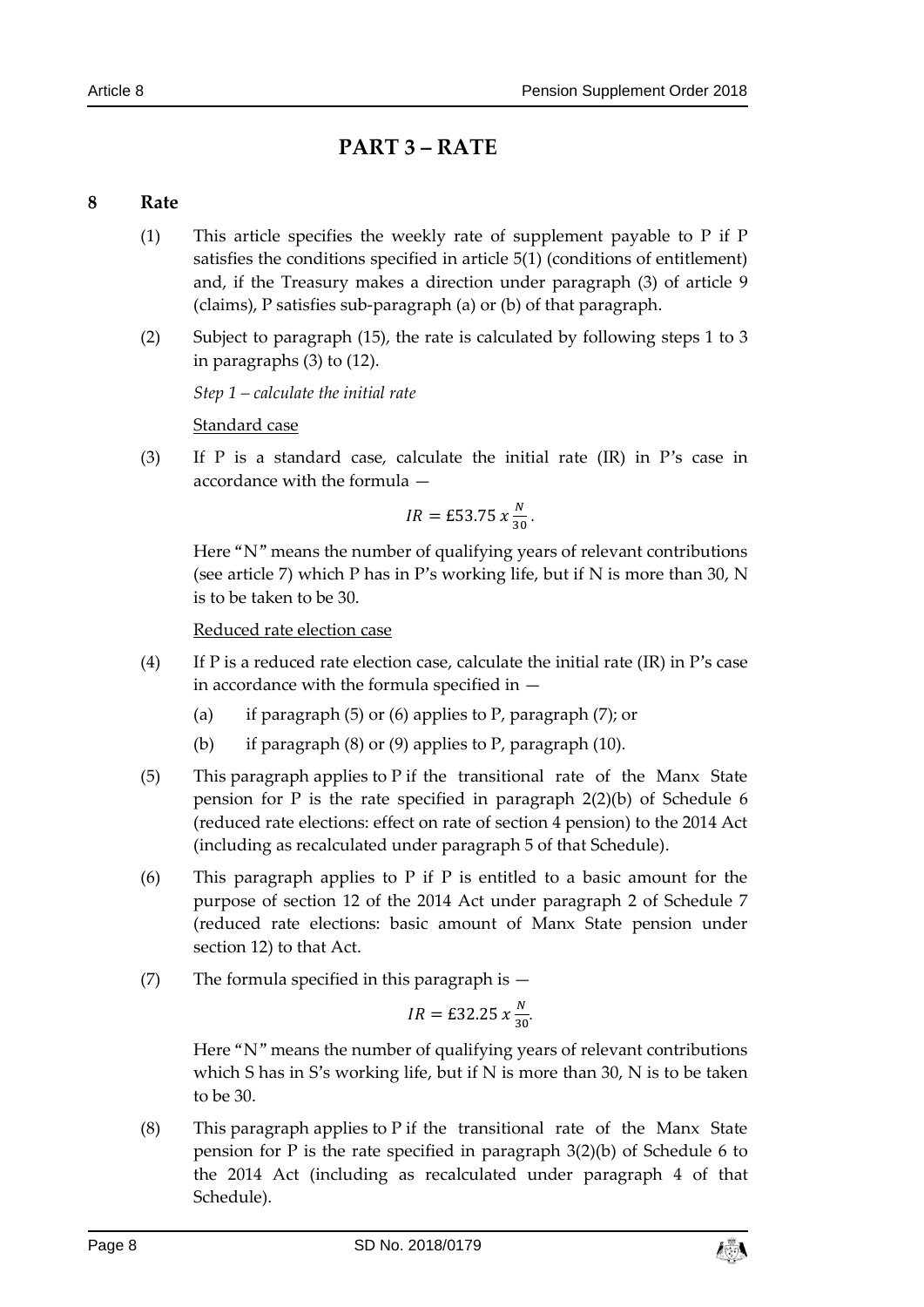# PART 3 – RATE

## 8 Rate

(1) This article specifies the weekly rate of supplement payable to P if P satisfies the conditions specified in article 5(1) (conditions of entitlement) and, if the Treasury makes a direction under paragraph (3) of article 9 (claims), P satisfies sub-paragraph (a) or (b) of that paragraph.

(2) Subject to paragraph (15), the rate is calculated by following steps 1 to 3 in paragraphs (3) to (12).

*Step 1 – calculate the initial rate*

Standard case

(3) If P is a standard case, calculate the initial rate (IR) in P's case in accordance with the formula —

$$IR = £53.75 \ x \ \frac{N}{30}.$$

Here "N" means the number of qualifying years of relevant contributions (see article 7) which P has in P's working life, but if N is more than 30, N is to be taken to be 30.

Reduced rate election case

(4) If P is a reduced rate election case, calculate the initial rate (IR) in P's case in accordance with the formula specified in —

(a) if paragraph (5) or (6) applies to P, paragraph (7); or

(b) if paragraph (8) or (9) applies to P, paragraph (10).

(5) This paragraph applies to P if the transitional rate of the Manx State pension for P is the rate specified in paragraph 2(2)(b) of Schedule 6 (reduced rate elections: effect on rate of section 4 pension) to the 2014 Act (including as recalculated under paragraph 5 of that Schedule).

(6) This paragraph applies to P if P is entitled to a basic amount for the purpose of section 12 of the 2014 Act under paragraph 2 of Schedule 7 (reduced rate elections: basic amount of Manx State pension under section 12) to that Act.

(7) The formula specified in this paragraph is —

$$IR = £32.25 \ x \ \frac{N}{30}.$$

Here "N" means the number of qualifying years of relevant contributions which S has in S's working life, but if N is more than 30, N is to be taken to be 30.

(8) This paragraph applies to P if the transitional rate of the Manx State pension for P is the rate specified in paragraph 3(2)(b) of Schedule 6 to the 2014 Act (including as recalculated under paragraph 4 of that Schedule).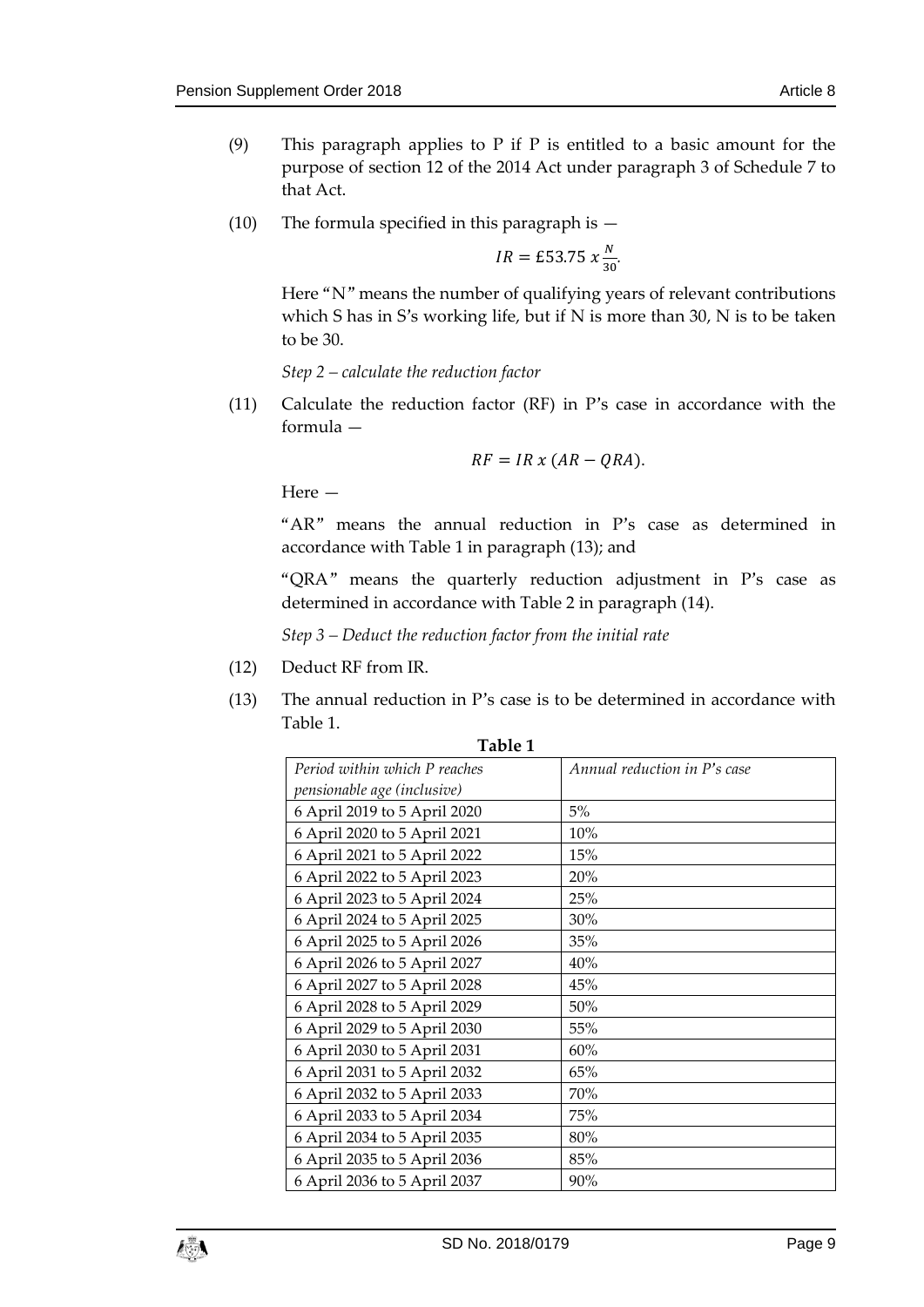(9) This paragraph applies to P if P is entitled to a basic amount for the purpose of section 12 of the 2014 Act under paragraph 3 of Schedule 7 to that Act.

(10) The formula specified in this paragraph is —

$$IR = £53.75\ x\ \frac{N}{30}.$$

Here "N" means the number of qualifying years of relevant contributions which S has in S's working life, but if N is more than 30, N is to be taken to be 30.

*Step 2 – calculate the reduction factor*

(11) Calculate the reduction factor (RF) in P's case in accordance with the formula —

$$RF = IR\ x\ (AR - QRA).$$

Here —

"AR" means the annual reduction in P's case as determined in accordance with Table 1 in paragraph (13); and

"QRA" means the quarterly reduction adjustment in P's case as determined in accordance with Table 2 in paragraph (14).

*Step 3 – Deduct the reduction factor from the initial rate*

(12) Deduct RF from IR.

(13) The annual reduction in P's case is to be determined in accordance with Table 1.

**Table 1**

| *Period within which P reaches pensionable age (inclusive)* | *Annual reduction in P's case* |
|---|---|
| 6 April 2019 to 5 April 2020 | 5% |
| 6 April 2020 to 5 April 2021 | 10% |
| 6 April 2021 to 5 April 2022 | 15% |
| 6 April 2022 to 5 April 2023 | 20% |
| 6 April 2023 to 5 April 2024 | 25% |
| 6 April 2024 to 5 April 2025 | 30% |
| 6 April 2025 to 5 April 2026 | 35% |
| 6 April 2026 to 5 April 2027 | 40% |
| 6 April 2027 to 5 April 2028 | 45% |
| 6 April 2028 to 5 April 2029 | 50% |
| 6 April 2029 to 5 April 2030 | 55% |
| 6 April 2030 to 5 April 2031 | 60% |
| 6 April 2031 to 5 April 2032 | 65% |
| 6 April 2032 to 5 April 2033 | 70% |
| 6 April 2033 to 5 April 2034 | 75% |
| 6 April 2034 to 5 April 2035 | 80% |
| 6 April 2035 to 5 April 2036 | 85% |
| 6 April 2036 to 5 April 2037 | 90% |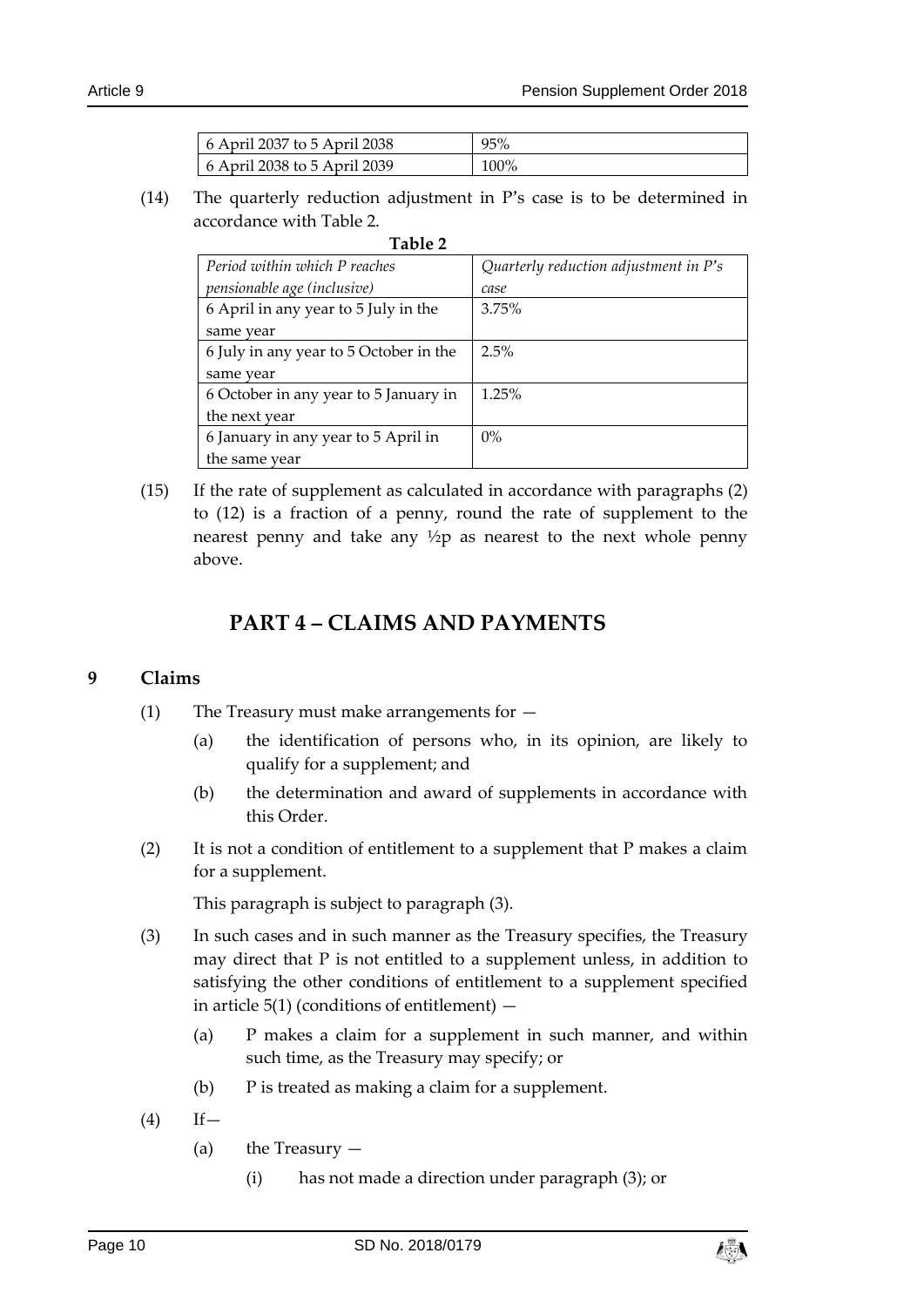| | |
|---|---|
| 6 April 2037 to 5 April 2038 | 95% |
| 6 April 2038 to 5 April 2039 | 100% |

(14) The quarterly reduction adjustment in P's case is to be determined in accordance with Table 2.

**Table 2**

| *Period within which P reaches pensionable age (inclusive)* | *Quarterly reduction adjustment in P's case* |
|---|---|
| 6 April in any year to 5 July in the same year | 3.75% |
| 6 July in any year to 5 October in the same year | 2.5% |
| 6 October in any year to 5 January in the next year | 1.25% |
| 6 January in any year to 5 April in the same year | 0% |

(15) If the rate of supplement as calculated in accordance with paragraphs (2) to (12) is a fraction of a penny, round the rate of supplement to the nearest penny and take any ½p as nearest to the next whole penny above.

## PART 4 – CLAIMS AND PAYMENTS

### 9 Claims

(1) The Treasury must make arrangements for —

(a) the identification of persons who, in its opinion, are likely to qualify for a supplement; and

(b) the determination and award of supplements in accordance with this Order.

(2) It is not a condition of entitlement to a supplement that P makes a claim for a supplement.

This paragraph is subject to paragraph (3).

(3) In such cases and in such manner as the Treasury specifies, the Treasury may direct that P is not entitled to a supplement unless, in addition to satisfying the other conditions of entitlement to a supplement specified in article 5(1) (conditions of entitlement) —

(a) P makes a claim for a supplement in such manner, and within such time, as the Treasury may specify; or

(b) P is treated as making a claim for a supplement.

(4) If—

(a) the Treasury —

(i) has not made a direction under paragraph (3); or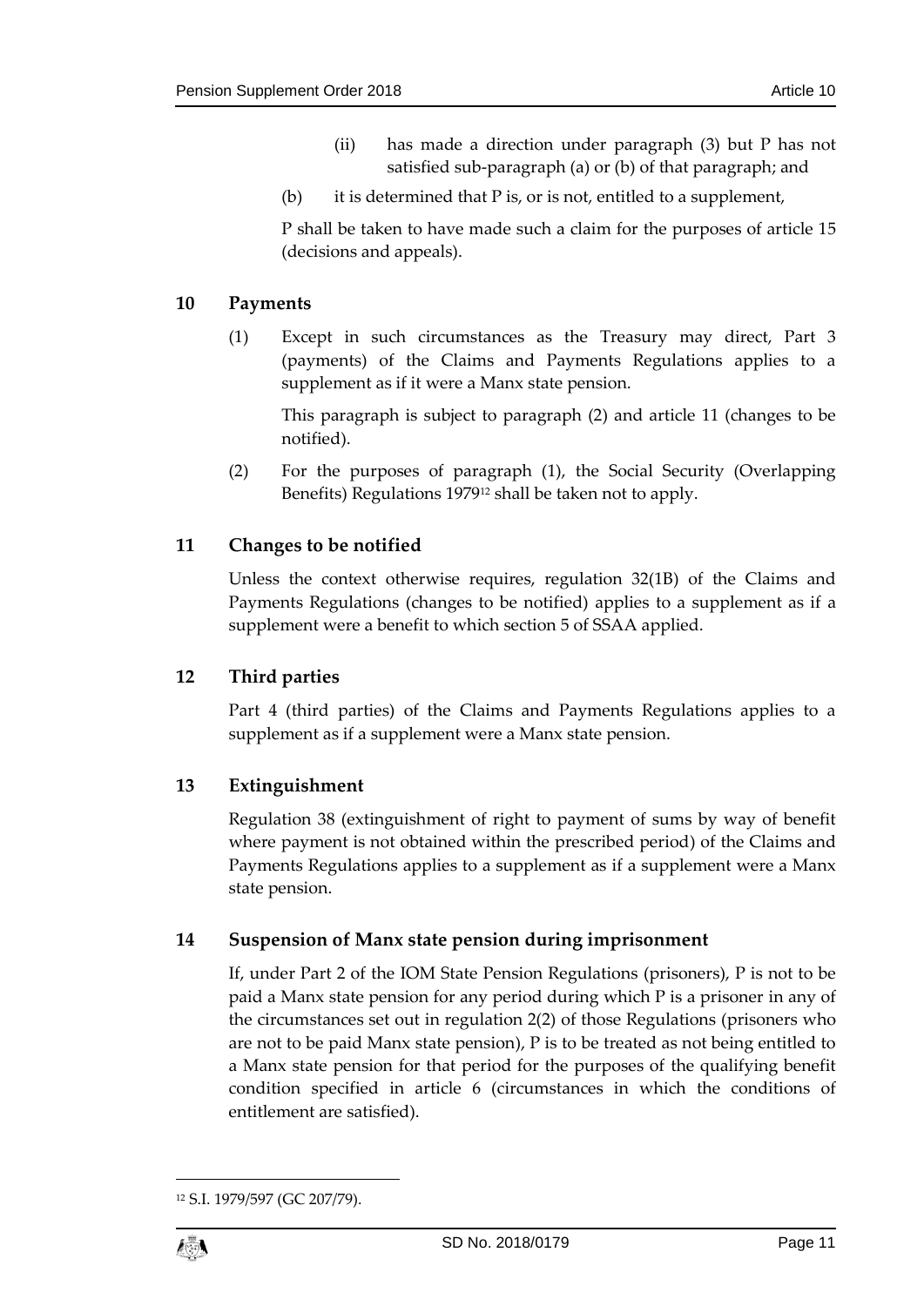(ii) has made a direction under paragraph (3) but P has not satisfied sub-paragraph (a) or (b) of that paragraph; and

(b) it is determined that P is, or is not, entitled to a supplement,

P shall be taken to have made such a claim for the purposes of article 15 (decisions and appeals).

## 10 Payments

(1) Except in such circumstances as the Treasury may direct, Part 3 (payments) of the Claims and Payments Regulations applies to a supplement as if it were a Manx state pension.

This paragraph is subject to paragraph (2) and article 11 (changes to be notified).

(2) For the purposes of paragraph (1), the Social Security (Overlapping Benefits) Regulations 1979[12] shall be taken not to apply.

## 11 Changes to be notified

Unless the context otherwise requires, regulation 32(1B) of the Claims and Payments Regulations (changes to be notified) applies to a supplement as if a supplement were a benefit to which section 5 of SSAA applied.

## 12 Third parties

Part 4 (third parties) of the Claims and Payments Regulations applies to a supplement as if a supplement were a Manx state pension.

## 13 Extinguishment

Regulation 38 (extinguishment of right to payment of sums by way of benefit where payment is not obtained within the prescribed period) of the Claims and Payments Regulations applies to a supplement as if a supplement were a Manx state pension.

## 14 Suspension of Manx state pension during imprisonment

If, under Part 2 of the IOM State Pension Regulations (prisoners), P is not to be paid a Manx state pension for any period during which P is a prisoner in any of the circumstances set out in regulation 2(2) of those Regulations (prisoners who are not to be paid Manx state pension), P is to be treated as not being entitled to a Manx state pension for that period for the purposes of the qualifying benefit condition specified in article 6 (circumstances in which the conditions of entitlement are satisfied).

---

[12] S.I. 1979/597 (GC 207/79).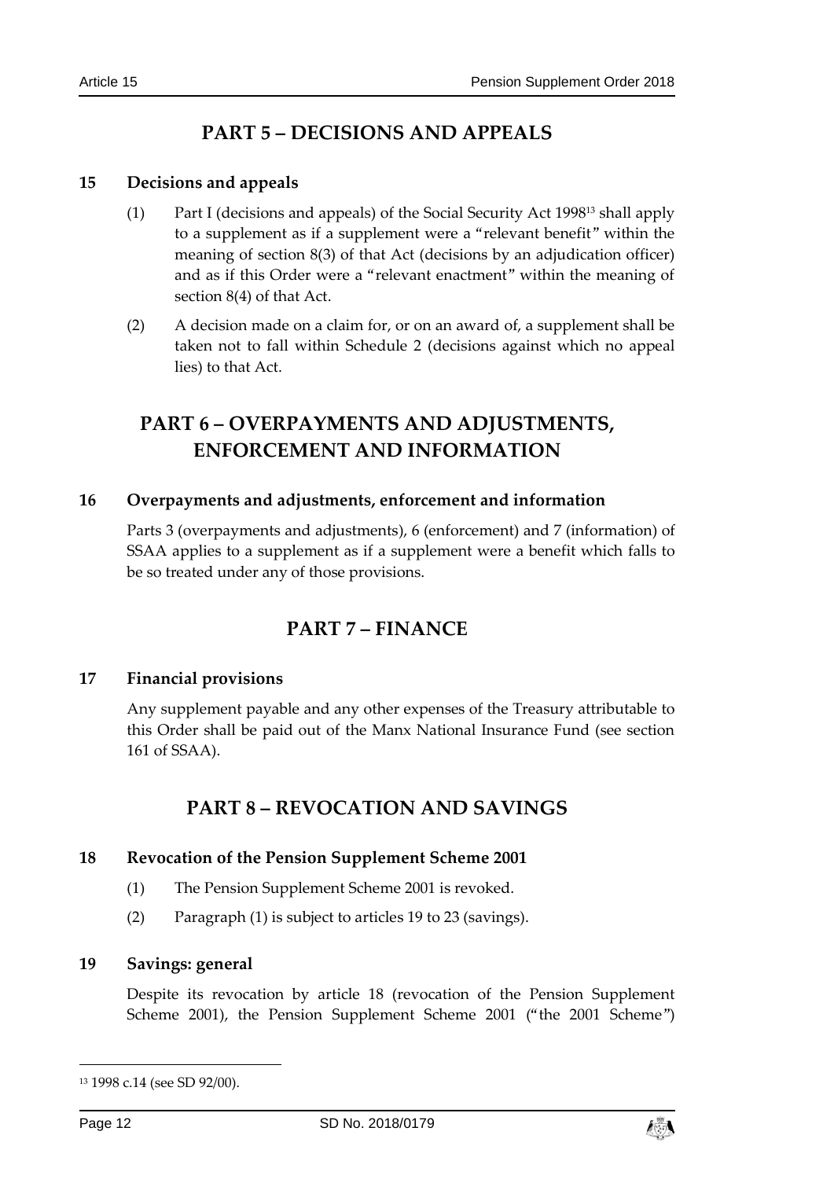## PART 5 – DECISIONS AND APPEALS

### 15 Decisions and appeals

(1) Part I (decisions and appeals) of the Social Security Act 1998[13] shall apply to a supplement as if a supplement were a "relevant benefit" within the meaning of section 8(3) of that Act (decisions by an adjudication officer) and as if this Order were a "relevant enactment" within the meaning of section 8(4) of that Act.

(2) A decision made on a claim for, or on an award of, a supplement shall be taken not to fall within Schedule 2 (decisions against which no appeal lies) to that Act.

## PART 6 – OVERPAYMENTS AND ADJUSTMENTS, ENFORCEMENT AND INFORMATION

### 16 Overpayments and adjustments, enforcement and information

Parts 3 (overpayments and adjustments), 6 (enforcement) and 7 (information) of SSAA applies to a supplement as if a supplement were a benefit which falls to be so treated under any of those provisions.

## PART 7 – FINANCE

### 17 Financial provisions

Any supplement payable and any other expenses of the Treasury attributable to this Order shall be paid out of the Manx National Insurance Fund (see section 161 of SSAA).

## PART 8 – REVOCATION AND SAVINGS

### 18 Revocation of the Pension Supplement Scheme 2001

(1) The Pension Supplement Scheme 2001 is revoked.

(2) Paragraph (1) is subject to articles 19 to 23 (savings).

### 19 Savings: general

Despite its revocation by article 18 (revocation of the Pension Supplement Scheme 2001), the Pension Supplement Scheme 2001 ("the 2001 Scheme")

---

[13] 1998 c.14 (see SD 92/00).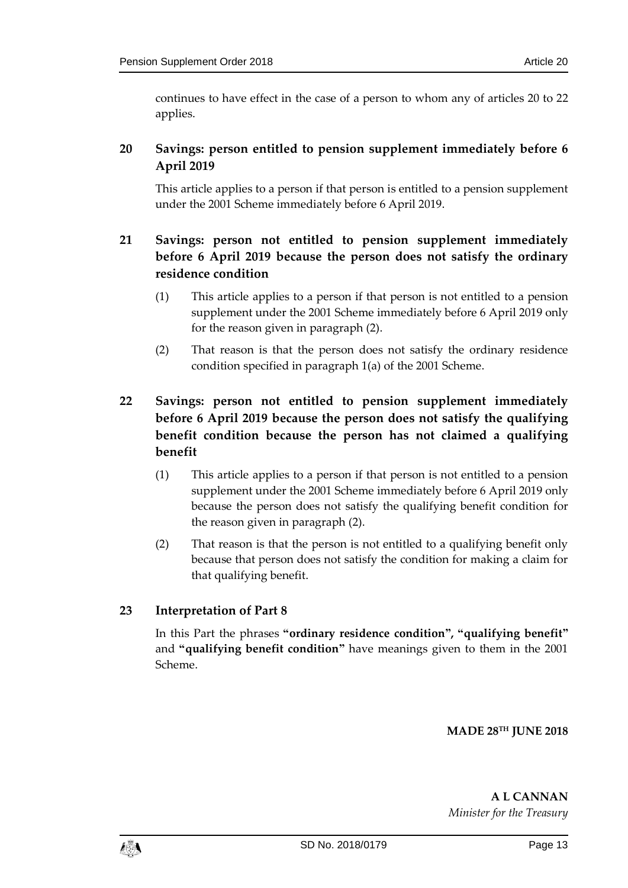continues to have effect in the case of a person to whom any of articles 20 to 22 applies.

### 20 Savings: person entitled to pension supplement immediately before 6 April 2019

This article applies to a person if that person is entitled to a pension supplement under the 2001 Scheme immediately before 6 April 2019.

### 21 Savings: person not entitled to pension supplement immediately before 6 April 2019 because the person does not satisfy the ordinary residence condition

(1) This article applies to a person if that person is not entitled to a pension supplement under the 2001 Scheme immediately before 6 April 2019 only for the reason given in paragraph (2).

(2) That reason is that the person does not satisfy the ordinary residence condition specified in paragraph 1(a) of the 2001 Scheme.

### 22 Savings: person not entitled to pension supplement immediately before 6 April 2019 because the person does not satisfy the qualifying benefit condition because the person has not claimed a qualifying benefit

(1) This article applies to a person if that person is not entitled to a pension supplement under the 2001 Scheme immediately before 6 April 2019 only because the person does not satisfy the qualifying benefit condition for the reason given in paragraph (2).

(2) That reason is that the person is not entitled to a qualifying benefit only because that person does not satisfy the condition for making a claim for that qualifying benefit.

### 23 Interpretation of Part 8

In this Part the phrases **"ordinary residence condition"**, **"qualifying benefit"** and **"qualifying benefit condition"** have meanings given to them in the 2001 Scheme.

**MADE 28TH JUNE 2018**

**A L CANNAN**
*Minister for the Treasury*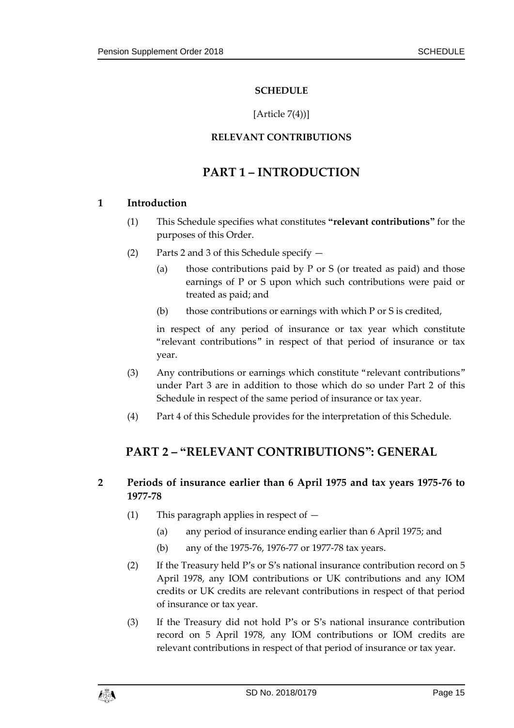**SCHEDULE**

[Article 7(4))]

**RELEVANT CONTRIBUTIONS**

# PART 1 – INTRODUCTION

## 1 Introduction

(1) This Schedule specifies what constitutes **"relevant contributions"** for the purposes of this Order.

(2) Parts 2 and 3 of this Schedule specify —

(a) those contributions paid by P or S (or treated as paid) and those earnings of P or S upon which such contributions were paid or treated as paid; and

(b) those contributions or earnings with which P or S is credited,

in respect of any period of insurance or tax year which constitute "relevant contributions" in respect of that period of insurance or tax year.

(3) Any contributions or earnings which constitute "relevant contributions" under Part 3 are in addition to those which do so under Part 2 of this Schedule in respect of the same period of insurance or tax year.

(4) Part 4 of this Schedule provides for the interpretation of this Schedule.

# PART 2 – "RELEVANT CONTRIBUTIONS": GENERAL

## 2 Periods of insurance earlier than 6 April 1975 and tax years 1975-76 to 1977-78

(1) This paragraph applies in respect of —

(a) any period of insurance ending earlier than 6 April 1975; and

(b) any of the 1975-76, 1976-77 or 1977-78 tax years.

(2) If the Treasury held P's or S's national insurance contribution record on 5 April 1978, any IOM contributions or UK contributions and any IOM credits or UK credits are relevant contributions in respect of that period of insurance or tax year.

(3) If the Treasury did not hold P's or S's national insurance contribution record on 5 April 1978, any IOM contributions or IOM credits are relevant contributions in respect of that period of insurance or tax year.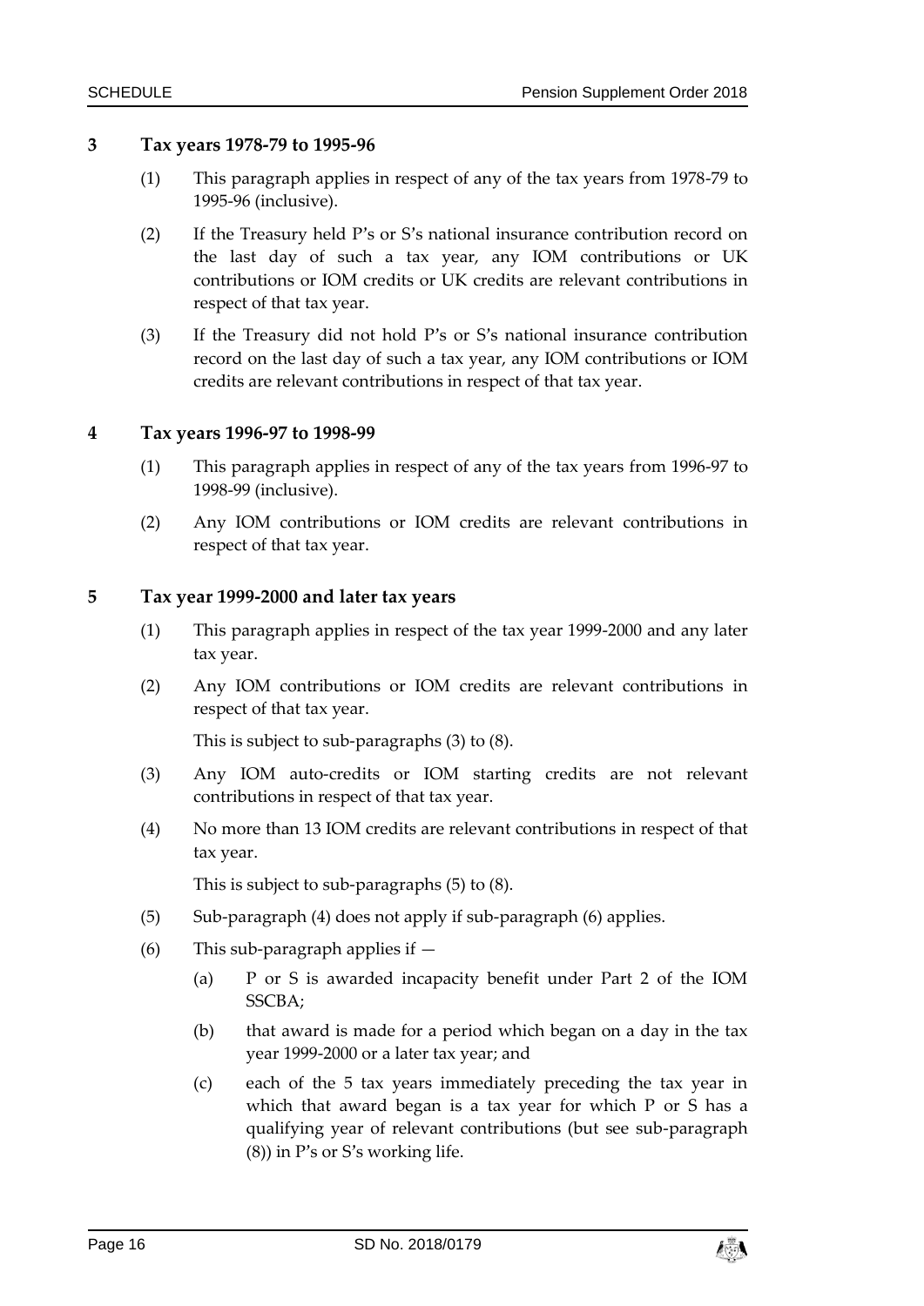### 3 Tax years 1978-79 to 1995-96

(1) This paragraph applies in respect of any of the tax years from 1978-79 to 1995-96 (inclusive).

(2) If the Treasury held P's or S's national insurance contribution record on the last day of such a tax year, any IOM contributions or UK contributions or IOM credits or UK credits are relevant contributions in respect of that tax year.

(3) If the Treasury did not hold P's or S's national insurance contribution record on the last day of such a tax year, any IOM contributions or IOM credits are relevant contributions in respect of that tax year.

### 4 Tax years 1996-97 to 1998-99

(1) This paragraph applies in respect of any of the tax years from 1996-97 to 1998-99 (inclusive).

(2) Any IOM contributions or IOM credits are relevant contributions in respect of that tax year.

### 5 Tax year 1999-2000 and later tax years

(1) This paragraph applies in respect of the tax year 1999-2000 and any later tax year.

(2) Any IOM contributions or IOM credits are relevant contributions in respect of that tax year.

This is subject to sub-paragraphs (3) to (8).

(3) Any IOM auto-credits or IOM starting credits are not relevant contributions in respect of that tax year.

(4) No more than 13 IOM credits are relevant contributions in respect of that tax year.

This is subject to sub-paragraphs (5) to (8).

(5) Sub-paragraph (4) does not apply if sub-paragraph (6) applies.

(6) This sub-paragraph applies if —

(a) P or S is awarded incapacity benefit under Part 2 of the IOM SSCBA;

(b) that award is made for a period which began on a day in the tax year 1999-2000 or a later tax year; and

(c) each of the 5 tax years immediately preceding the tax year in which that award began is a tax year for which P or S has a qualifying year of relevant contributions (but see sub-paragraph (8)) in P's or S's working life.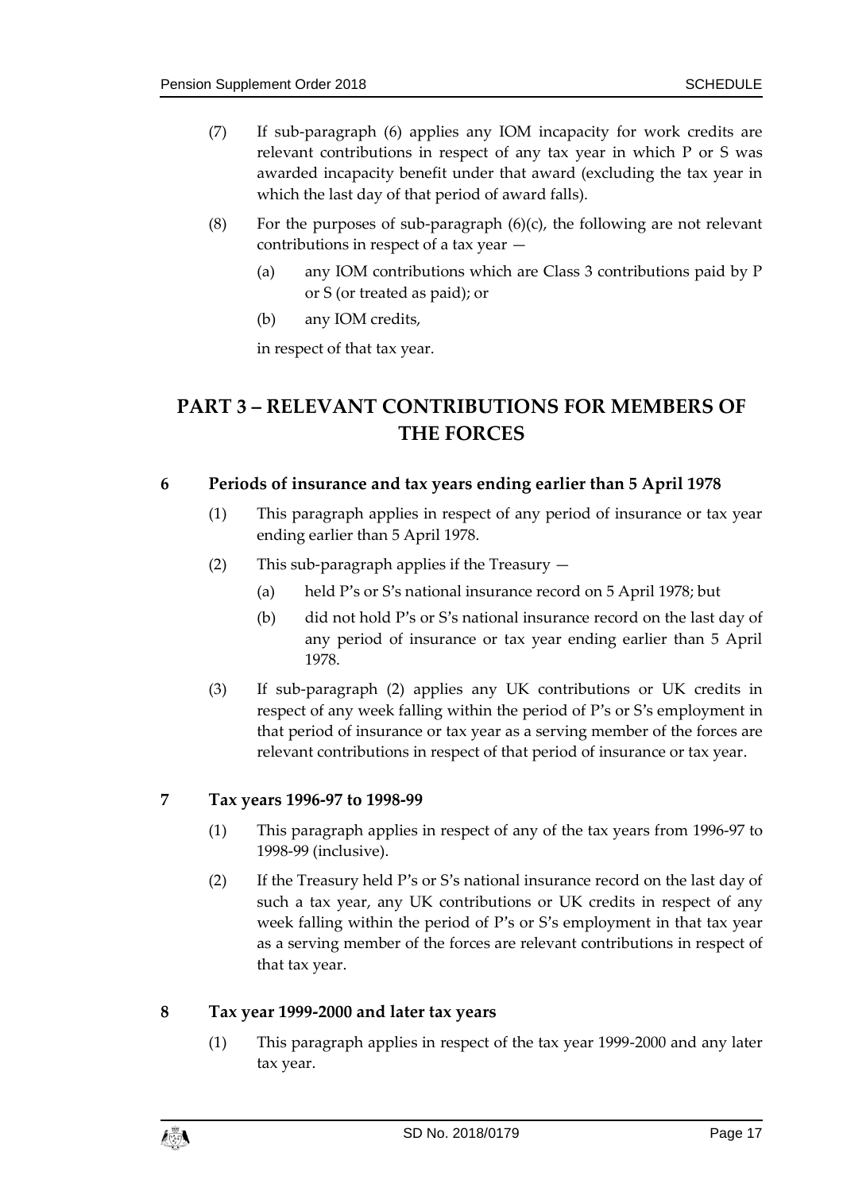(7) If sub-paragraph (6) applies any IOM incapacity for work credits are relevant contributions in respect of any tax year in which P or S was awarded incapacity benefit under that award (excluding the tax year in which the last day of that period of award falls).

(8) For the purposes of sub-paragraph (6)(c), the following are not relevant contributions in respect of a tax year —

   (a) any IOM contributions which are Class 3 contributions paid by P or S (or treated as paid); or

   (b) any IOM credits,

   in respect of that tax year.

## PART 3 – RELEVANT CONTRIBUTIONS FOR MEMBERS OF THE FORCES

### 6 Periods of insurance and tax years ending earlier than 5 April 1978

(1) This paragraph applies in respect of any period of insurance or tax year ending earlier than 5 April 1978.

(2) This sub-paragraph applies if the Treasury —

   (a) held P's or S's national insurance record on 5 April 1978; but

   (b) did not hold P's or S's national insurance record on the last day of any period of insurance or tax year ending earlier than 5 April 1978.

(3) If sub-paragraph (2) applies any UK contributions or UK credits in respect of any week falling within the period of P's or S's employment in that period of insurance or tax year as a serving member of the forces are relevant contributions in respect of that period of insurance or tax year.

### 7 Tax years 1996-97 to 1998-99

(1) This paragraph applies in respect of any of the tax years from 1996-97 to 1998-99 (inclusive).

(2) If the Treasury held P's or S's national insurance record on the last day of such a tax year, any UK contributions or UK credits in respect of any week falling within the period of P's or S's employment in that tax year as a serving member of the forces are relevant contributions in respect of that tax year.

### 8 Tax year 1999-2000 and later tax years

(1) This paragraph applies in respect of the tax year 1999-2000 and any later tax year.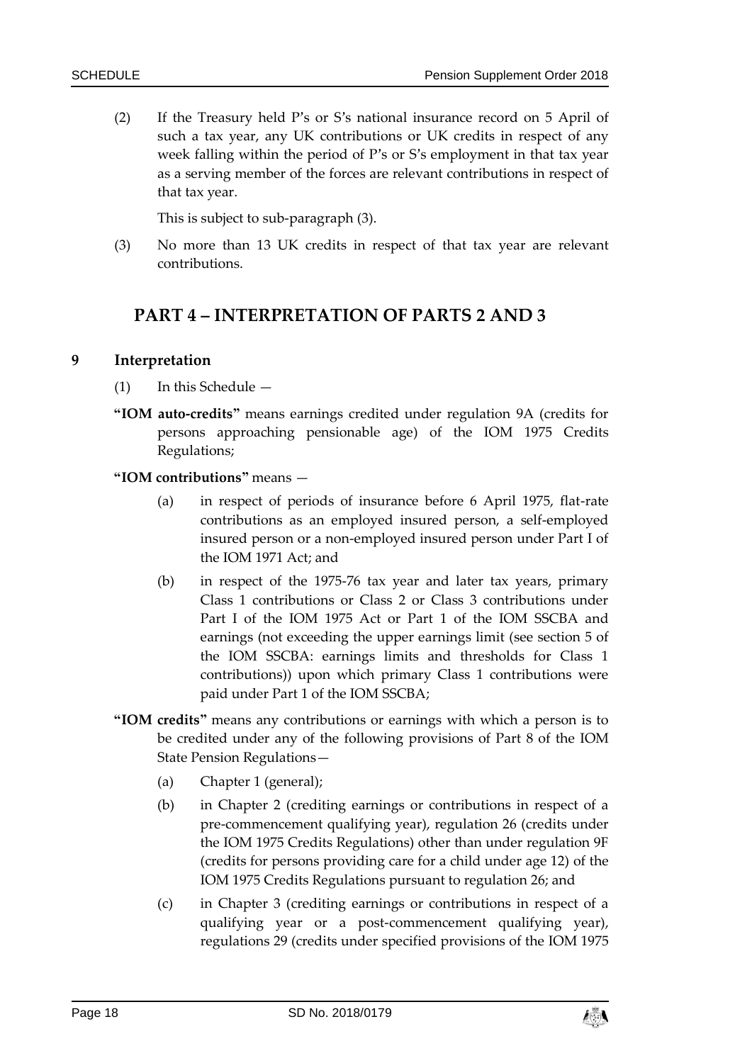(2) If the Treasury held P's or S's national insurance record on 5 April of such a tax year, any UK contributions or UK credits in respect of any week falling within the period of P's or S's employment in that tax year as a serving member of the forces are relevant contributions in respect of that tax year.

This is subject to sub-paragraph (3).

(3) No more than 13 UK credits in respect of that tax year are relevant contributions.

## PART 4 – INTERPRETATION OF PARTS 2 AND 3

### 9 Interpretation

(1) In this Schedule —

**"IOM auto-credits"** means earnings credited under regulation 9A (credits for persons approaching pensionable age) of the IOM 1975 Credits Regulations;

**"IOM contributions"** means —

(a) in respect of periods of insurance before 6 April 1975, flat-rate contributions as an employed insured person, a self-employed insured person or a non-employed insured person under Part I of the IOM 1971 Act; and

(b) in respect of the 1975-76 tax year and later tax years, primary Class 1 contributions or Class 2 or Class 3 contributions under Part I of the IOM 1975 Act or Part 1 of the IOM SSCBA and earnings (not exceeding the upper earnings limit (see section 5 of the IOM SSCBA: earnings limits and thresholds for Class 1 contributions)) upon which primary Class 1 contributions were paid under Part 1 of the IOM SSCBA;

**"IOM credits"** means any contributions or earnings with which a person is to be credited under any of the following provisions of Part 8 of the IOM State Pension Regulations—

(a) Chapter 1 (general);

(b) in Chapter 2 (crediting earnings or contributions in respect of a pre-commencement qualifying year), regulation 26 (credits under the IOM 1975 Credits Regulations) other than under regulation 9F (credits for persons providing care for a child under age 12) of the IOM 1975 Credits Regulations pursuant to regulation 26; and

(c) in Chapter 3 (crediting earnings or contributions in respect of a qualifying year or a post-commencement qualifying year), regulations 29 (credits under specified provisions of the IOM 1975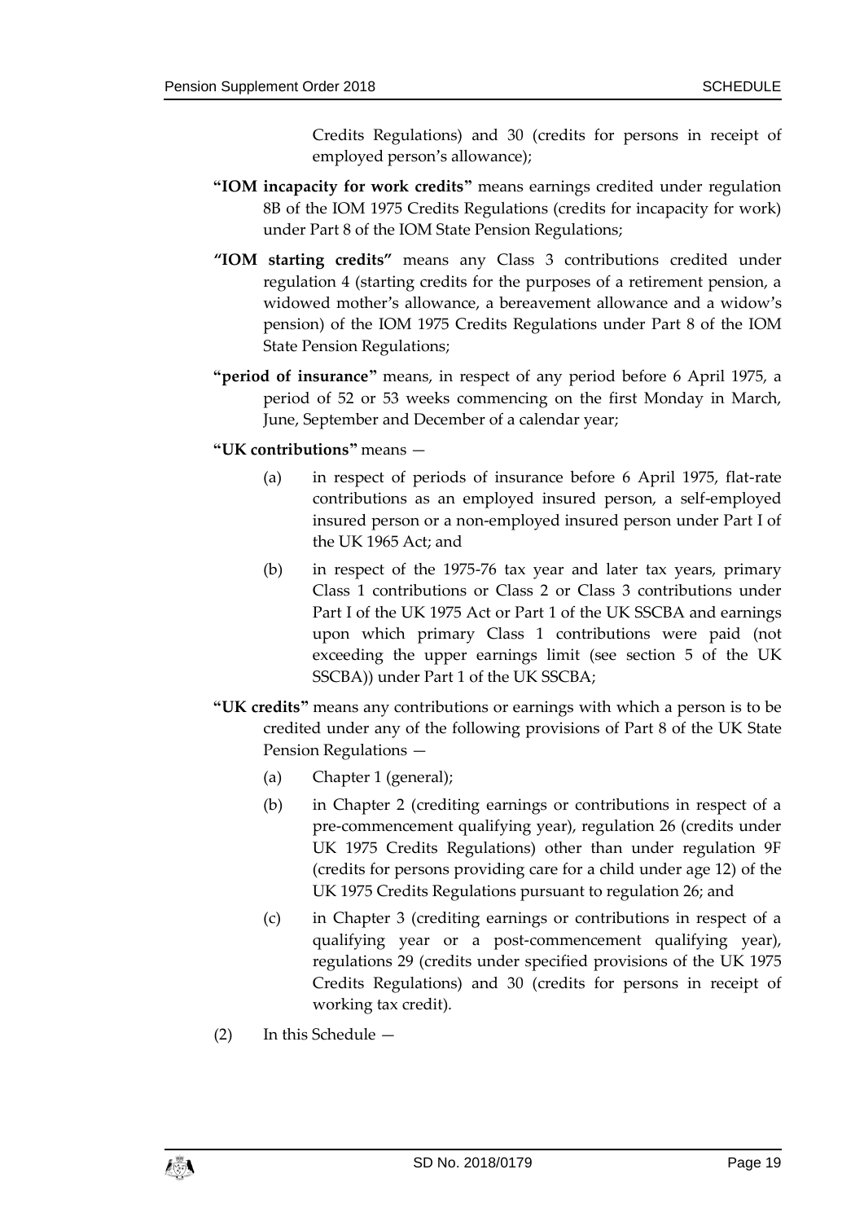Credits Regulations) and 30 (credits for persons in receipt of employed person's allowance);

**"IOM incapacity for work credits"** means earnings credited under regulation 8B of the IOM 1975 Credits Regulations (credits for incapacity for work) under Part 8 of the IOM State Pension Regulations;

**"IOM starting credits"** means any Class 3 contributions credited under regulation 4 (starting credits for the purposes of a retirement pension, a widowed mother's allowance, a bereavement allowance and a widow's pension) of the IOM 1975 Credits Regulations under Part 8 of the IOM State Pension Regulations;

**"period of insurance"** means, in respect of any period before 6 April 1975, a period of 52 or 53 weeks commencing on the first Monday in March, June, September and December of a calendar year;

**"UK contributions"** means —

(a) in respect of periods of insurance before 6 April 1975, flat-rate contributions as an employed insured person, a self-employed insured person or a non-employed insured person under Part I of the UK 1965 Act; and

(b) in respect of the 1975-76 tax year and later tax years, primary Class 1 contributions or Class 2 or Class 3 contributions under Part I of the UK 1975 Act or Part 1 of the UK SSCBA and earnings upon which primary Class 1 contributions were paid (not exceeding the upper earnings limit (see section 5 of the UK SSCBA)) under Part 1 of the UK SSCBA;

**"UK credits"** means any contributions or earnings with which a person is to be credited under any of the following provisions of Part 8 of the UK State Pension Regulations —

(a) Chapter 1 (general);

(b) in Chapter 2 (crediting earnings or contributions in respect of a pre-commencement qualifying year), regulation 26 (credits under UK 1975 Credits Regulations) other than under regulation 9F (credits for persons providing care for a child under age 12) of the UK 1975 Credits Regulations pursuant to regulation 26; and

(c) in Chapter 3 (crediting earnings or contributions in respect of a qualifying year or a post-commencement qualifying year), regulations 29 (credits under specified provisions of the UK 1975 Credits Regulations) and 30 (credits for persons in receipt of working tax credit).

(2) In this Schedule —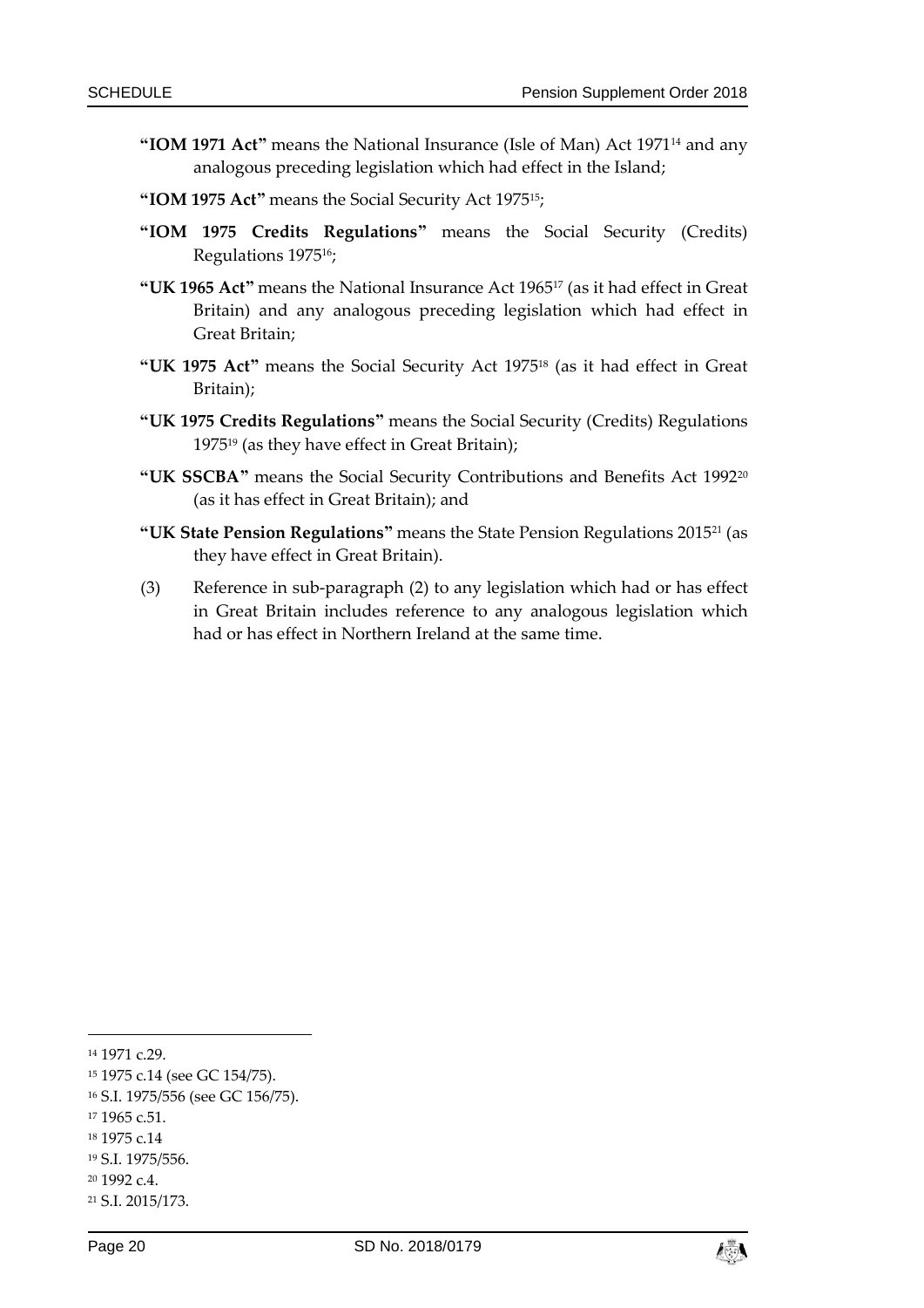**"IOM 1971 Act"** means the National Insurance (Isle of Man) Act 1971[14] and any analogous preceding legislation which had effect in the Island;

**"IOM 1975 Act"** means the Social Security Act 1975[15];

**"IOM 1975 Credits Regulations"** means the Social Security (Credits) Regulations 1975[16];

**"UK 1965 Act"** means the National Insurance Act 1965[17] (as it had effect in Great Britain) and any analogous preceding legislation which had effect in Great Britain;

**"UK 1975 Act"** means the Social Security Act 1975[18] (as it had effect in Great Britain);

**"UK 1975 Credits Regulations"** means the Social Security (Credits) Regulations 1975[19] (as they have effect in Great Britain);

**"UK SSCBA"** means the Social Security Contributions and Benefits Act 1992[20] (as it has effect in Great Britain); and

**"UK State Pension Regulations"** means the State Pension Regulations 2015[21] (as they have effect in Great Britain).

(3) Reference in sub-paragraph (2) to any legislation which had or has effect in Great Britain includes reference to any analogous legislation which had or has effect in Northern Ireland at the same time.

---

[14] 1971 c.29.

[15] 1975 c.14 (see GC 154/75).

[16] S.I. 1975/556 (see GC 156/75).

[17] 1965 c.51.

[18] 1975 c.14

[19] S.I. 1975/556.

[20] 1992 c.4.

[21] S.I. 2015/173.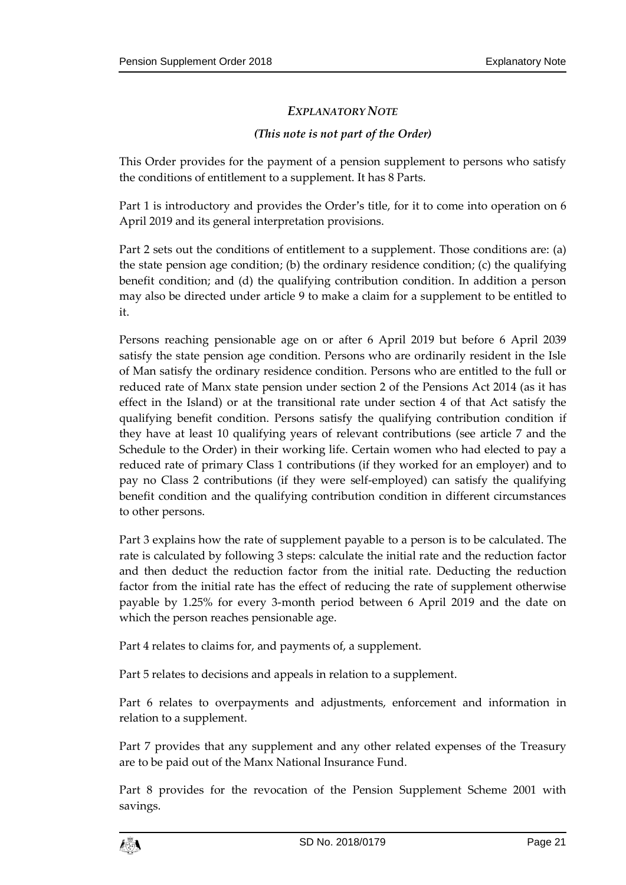## *EXPLANATORY NOTE*

***(This note is not part of the Order)***

This Order provides for the payment of a pension supplement to persons who satisfy the conditions of entitlement to a supplement. It has 8 Parts.

Part 1 is introductory and provides the Order's title, for it to come into operation on 6 April 2019 and its general interpretation provisions.

Part 2 sets out the conditions of entitlement to a supplement. Those conditions are: (a) the state pension age condition; (b) the ordinary residence condition; (c) the qualifying benefit condition; and (d) the qualifying contribution condition. In addition a person may also be directed under article 9 to make a claim for a supplement to be entitled to it.

Persons reaching pensionable age on or after 6 April 2019 but before 6 April 2039 satisfy the state pension age condition. Persons who are ordinarily resident in the Isle of Man satisfy the ordinary residence condition. Persons who are entitled to the full or reduced rate of Manx state pension under section 2 of the Pensions Act 2014 (as it has effect in the Island) or at the transitional rate under section 4 of that Act satisfy the qualifying benefit condition. Persons satisfy the qualifying contribution condition if they have at least 10 qualifying years of relevant contributions (see article 7 and the Schedule to the Order) in their working life. Certain women who had elected to pay a reduced rate of primary Class 1 contributions (if they worked for an employer) and to pay no Class 2 contributions (if they were self-employed) can satisfy the qualifying benefit condition and the qualifying contribution condition in different circumstances to other persons.

Part 3 explains how the rate of supplement payable to a person is to be calculated. The rate is calculated by following 3 steps: calculate the initial rate and the reduction factor and then deduct the reduction factor from the initial rate. Deducting the reduction factor from the initial rate has the effect of reducing the rate of supplement otherwise payable by 1.25% for every 3-month period between 6 April 2019 and the date on which the person reaches pensionable age.

Part 4 relates to claims for, and payments of, a supplement.

Part 5 relates to decisions and appeals in relation to a supplement.

Part 6 relates to overpayments and adjustments, enforcement and information in relation to a supplement.

Part 7 provides that any supplement and any other related expenses of the Treasury are to be paid out of the Manx National Insurance Fund.

Part 8 provides for the revocation of the Pension Supplement Scheme 2001 with savings.